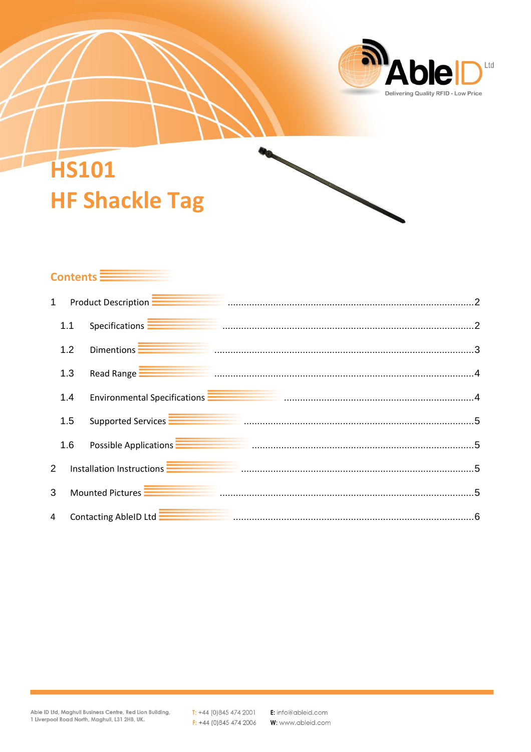# HS101
# HF Shackle Tag

## Contents

1 Product Description ........................................................................................ 2

1.1 Specifications ........................................................................................ 2

1.2 Dimentions ........................................................................................ 3

1.3 Read Range ........................................................................................ 4

1.4 Environmental Specifications ........................................................................................ 4

1.5 Supported Services ........................................................................................ 5

1.6 Possible Applications ........................................................................................ 5

2 Installation Instructions ........................................................................................ 5

3 Mounted Pictures ........................................................................................ 5

4 Contacting AbleID Ltd ........................................................................................ 6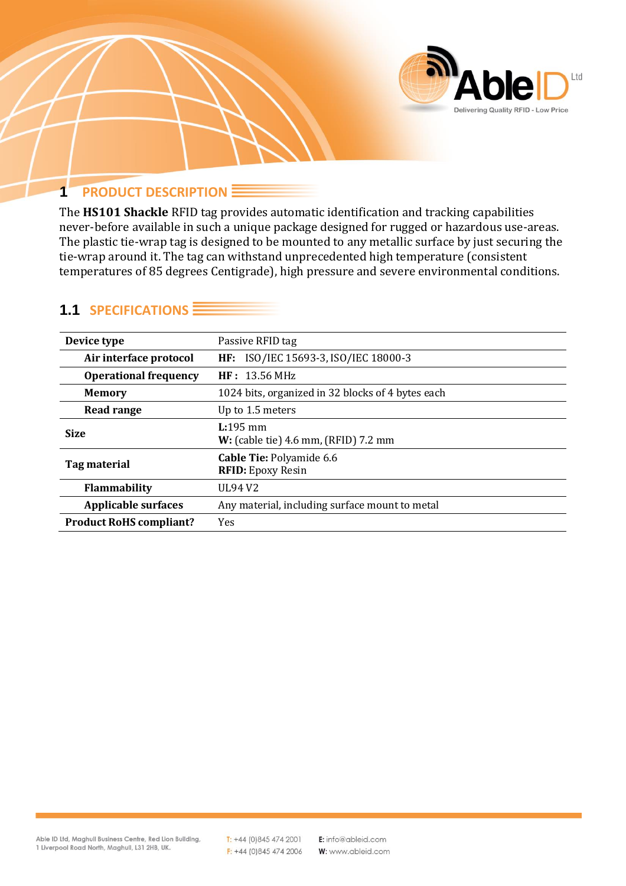# 1 PRODUCT DESCRIPTION

The **HS101 Shackle** RFID tag provides automatic identification and tracking capabilities never-before available in such a unique package designed for rugged or hazardous use-areas. The plastic tie-wrap tag is designed to be mounted to any metallic surface by just securing the tie-wrap around it. The tag can withstand unprecedented high temperature (consistent temperatures of 85 degrees Centigrade), high pressure and severe environmental conditions.

## 1.1 SPECIFICATIONS

| | |
|---|---|
| **Device type** | Passive RFID tag |
| **Air interface protocol** | **HF:** ISO/IEC 15693-3, ISO/IEC 18000-3 |
| **Operational frequency** | **HF :** 13.56 MHz |
| **Memory** | 1024 bits, organized in 32 blocks of 4 bytes each |
| **Read range** | Up to 1.5 meters |
| **Size** | **L:**195 mm<br>**W:** (cable tie) 4.6 mm, (RFID) 7.2 mm |
| **Tag material** | **Cable Tie:** Polyamide 6.6<br>**RFID:** Epoxy Resin |
| **Flammability** | UL94 V2 |
| **Applicable surfaces** | Any material, including surface mount to metal |
| **Product RoHS compliant?** | Yes |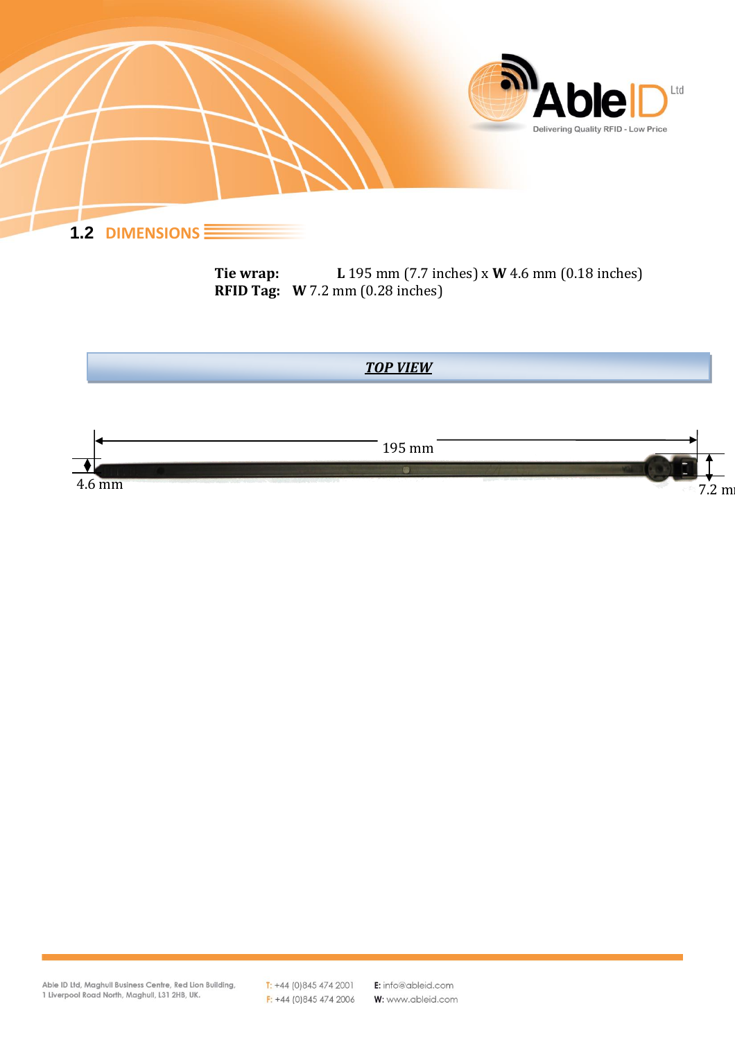## 1.2 DIMENSIONS

**Tie wrap:** **L** 195 mm (7.7 inches) x **W** 4.6 mm (0.18 inches)
**RFID Tag:** **W** 7.2 mm (0.28 inches)

***TOP VIEW***

195 mm

4.6 mm

7.2 mm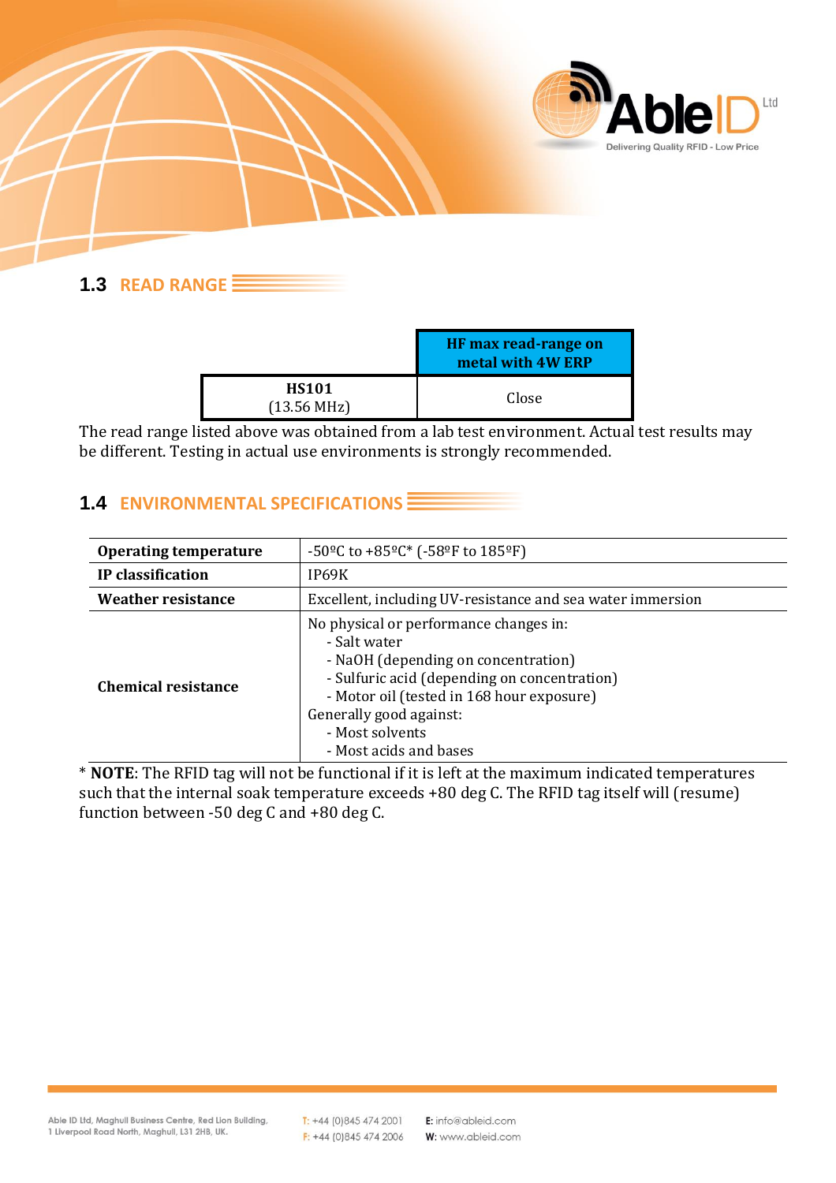## 1.3 READ RANGE

| | HF max read-range on metal with 4W ERP |
|---|---|
| **HS101** (13.56 MHz) | Close |

The read range listed above was obtained from a lab test environment. Actual test results may be different. Testing in actual use environments is strongly recommended.

## 1.4 ENVIRONMENTAL SPECIFICATIONS

| | |
|---|---|
| **Operating temperature** | -50ºC to +85ºC* (-58ºF to 185ºF) |
| **IP classification** | IP69K |
| **Weather resistance** | Excellent, including UV-resistance and sea water immersion |
| **Chemical resistance** | No physical or performance changes in:<br>- Salt water<br>- NaOH (depending on concentration)<br>- Sulfuric acid (depending on concentration)<br>- Motor oil (tested in 168 hour exposure)<br>Generally good against:<br>- Most solvents<br>- Most acids and bases |

* **NOTE**: The RFID tag will not be functional if it is left at the maximum indicated temperatures such that the internal soak temperature exceeds +80 deg C. The RFID tag itself will (resume) function between -50 deg C and +80 deg C.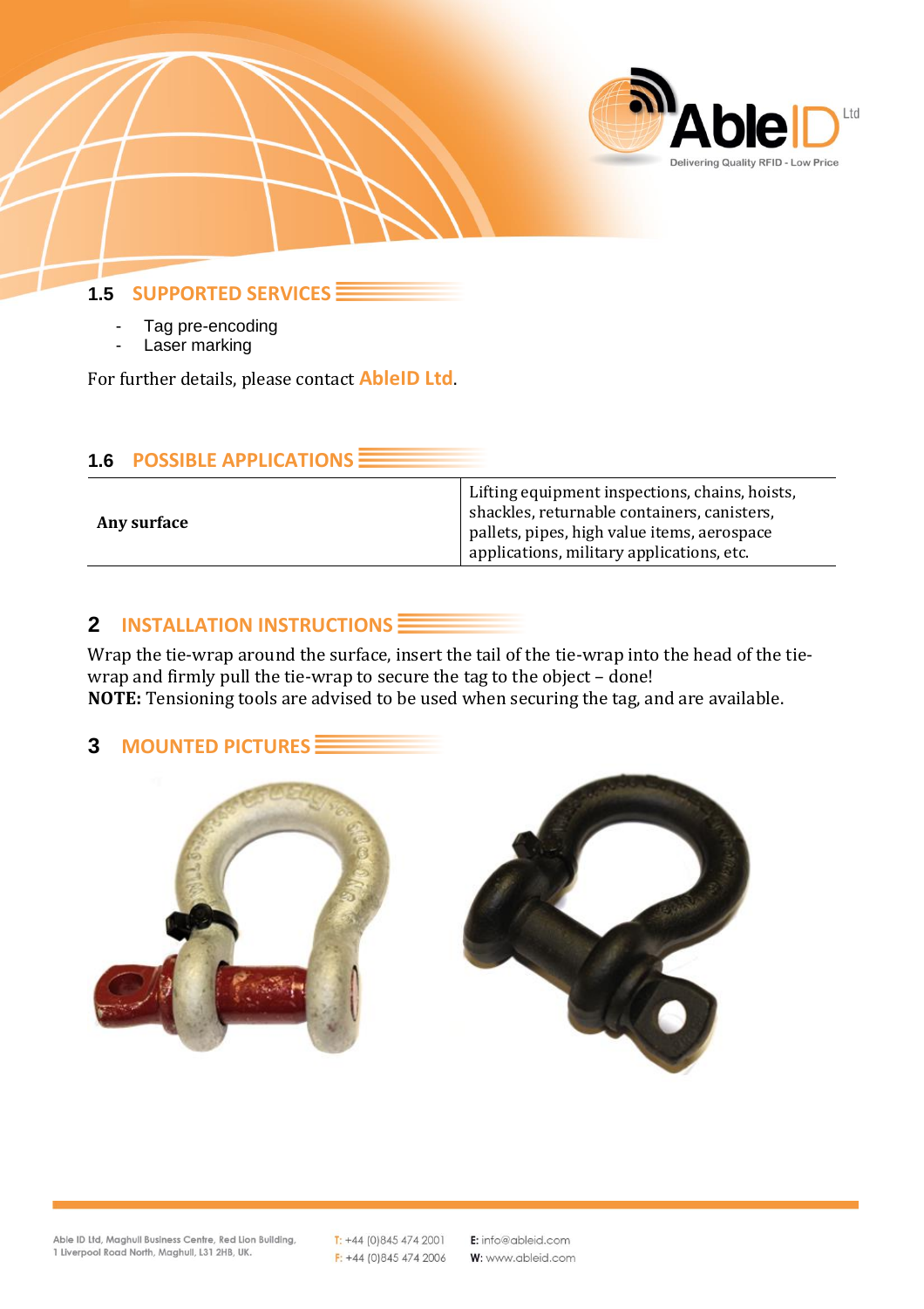## 1.5 SUPPORTED SERVICES

- Tag pre-encoding
- Laser marking

For further details, please contact **AbleID Ltd**.

## 1.6 POSSIBLE APPLICATIONS

| | |
|---|---|
| **Any surface** | Lifting equipment inspections, chains, hoists, shackles, returnable containers, canisters, pallets, pipes, high value items, aerospace applications, military applications, etc. |

# 2 INSTALLATION INSTRUCTIONS

Wrap the tie-wrap around the surface, insert the tail of the tie-wrap into the head of the tie-wrap and firmly pull the tie-wrap to secure the tag to the object – done!
**NOTE:** Tensioning tools are advised to be used when securing the tag, and are available.

# 3 MOUNTED PICTURES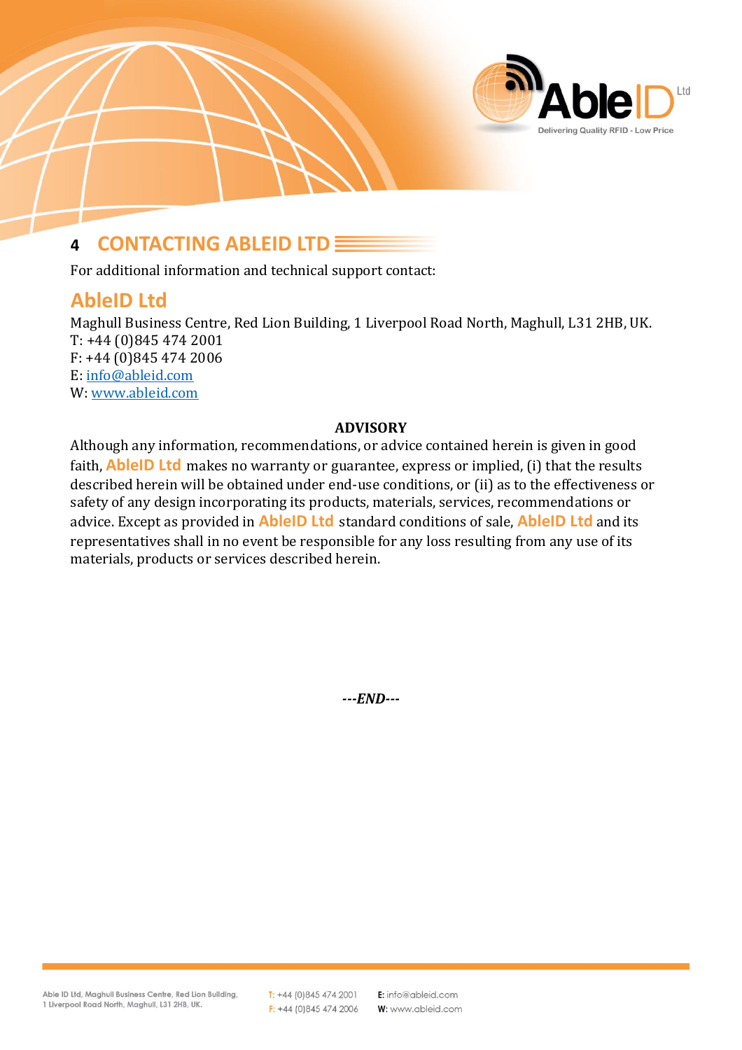## 4 CONTACTING ABLEID LTD

For additional information and technical support contact:

### AbleID Ltd

Maghull Business Centre, Red Lion Building, 1 Liverpool Road North, Maghull, L31 2HB, UK.
T: +44 (0)845 474 2001
F: +44 (0)845 474 2006
E: info@ableid.com
W: www.ableid.com

**ADVISORY**

Although any information, recommendations, or advice contained herein is given in good faith, **AbleID Ltd** makes no warranty or guarantee, express or implied, (i) that the results described herein will be obtained under end-use conditions, or (ii) as to the effectiveness or safety of any design incorporating its products, materials, services, recommendations or advice. Except as provided in **AbleID Ltd** standard conditions of sale, **AbleID Ltd** and its representatives shall in no event be responsible for any loss resulting from any use of its materials, products or services described herein.

***---END---***